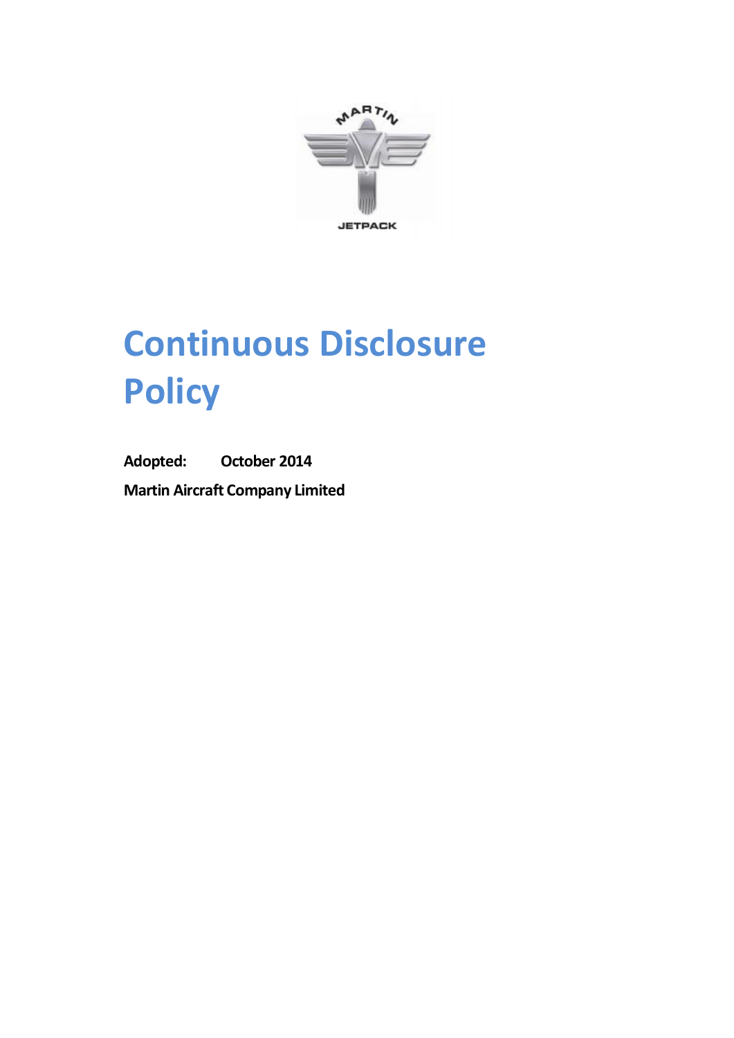# Continuous Disclosure Policy

**Adopted:** **October 2014**

**Martin Aircraft Company Limited**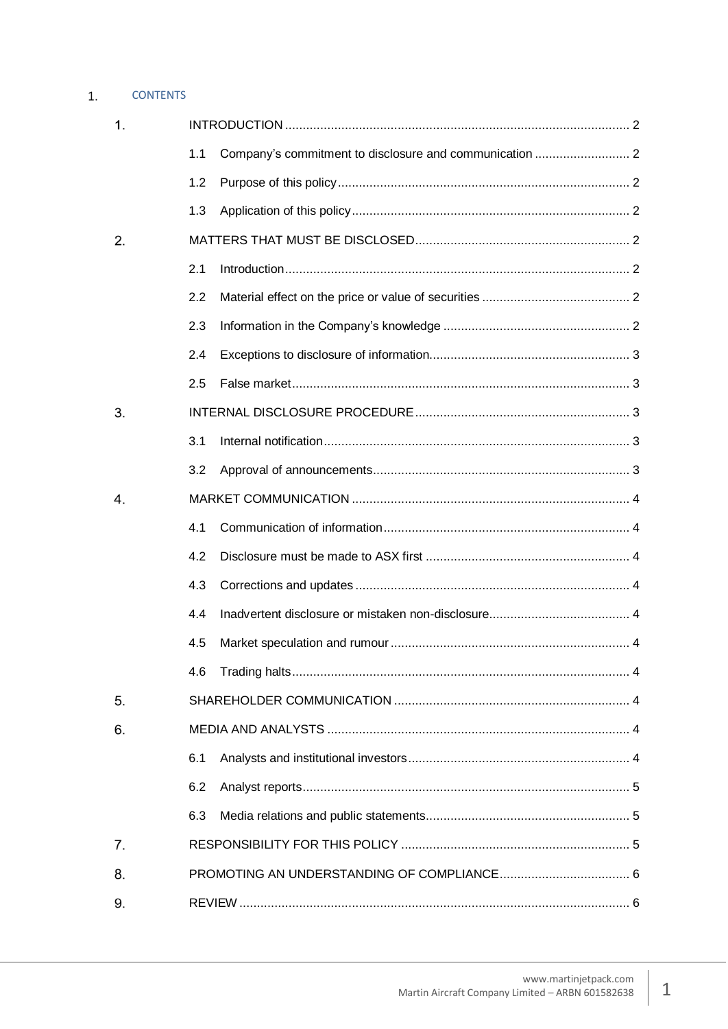1. CONTENTS

- 1. INTRODUCTION ........ 2
  - 1.1 Company's commitment to disclosure and communication ........ 2
  - 1.2 Purpose of this policy ........ 2
  - 1.3 Application of this policy ........ 2
- 2. MATTERS THAT MUST BE DISCLOSED ........ 2
  - 2.1 Introduction ........ 2
  - 2.2 Material effect on the price or value of securities ........ 2
  - 2.3 Information in the Company's knowledge ........ 2
  - 2.4 Exceptions to disclosure of information ........ 3
  - 2.5 False market ........ 3
- 3. INTERNAL DISCLOSURE PROCEDURE ........ 3
  - 3.1 Internal notification ........ 3
  - 3.2 Approval of announcements ........ 3
- 4. MARKET COMMUNICATION ........ 4
  - 4.1 Communication of information ........ 4
  - 4.2 Disclosure must be made to ASX first ........ 4
  - 4.3 Corrections and updates ........ 4
  - 4.4 Inadvertent disclosure or mistaken non-disclosure ........ 4
  - 4.5 Market speculation and rumour ........ 4
  - 4.6 Trading halts ........ 4
- 5. SHAREHOLDER COMMUNICATION ........ 4
- 6. MEDIA AND ANALYSTS ........ 4
  - 6.1 Analysts and institutional investors ........ 4
  - 6.2 Analyst reports ........ 5
  - 6.3 Media relations and public statements ........ 5
- 7. RESPONSIBILITY FOR THIS POLICY ........ 5
- 8. PROMOTING AN UNDERSTANDING OF COMPLIANCE ........ 6
- 9. REVIEW ........ 6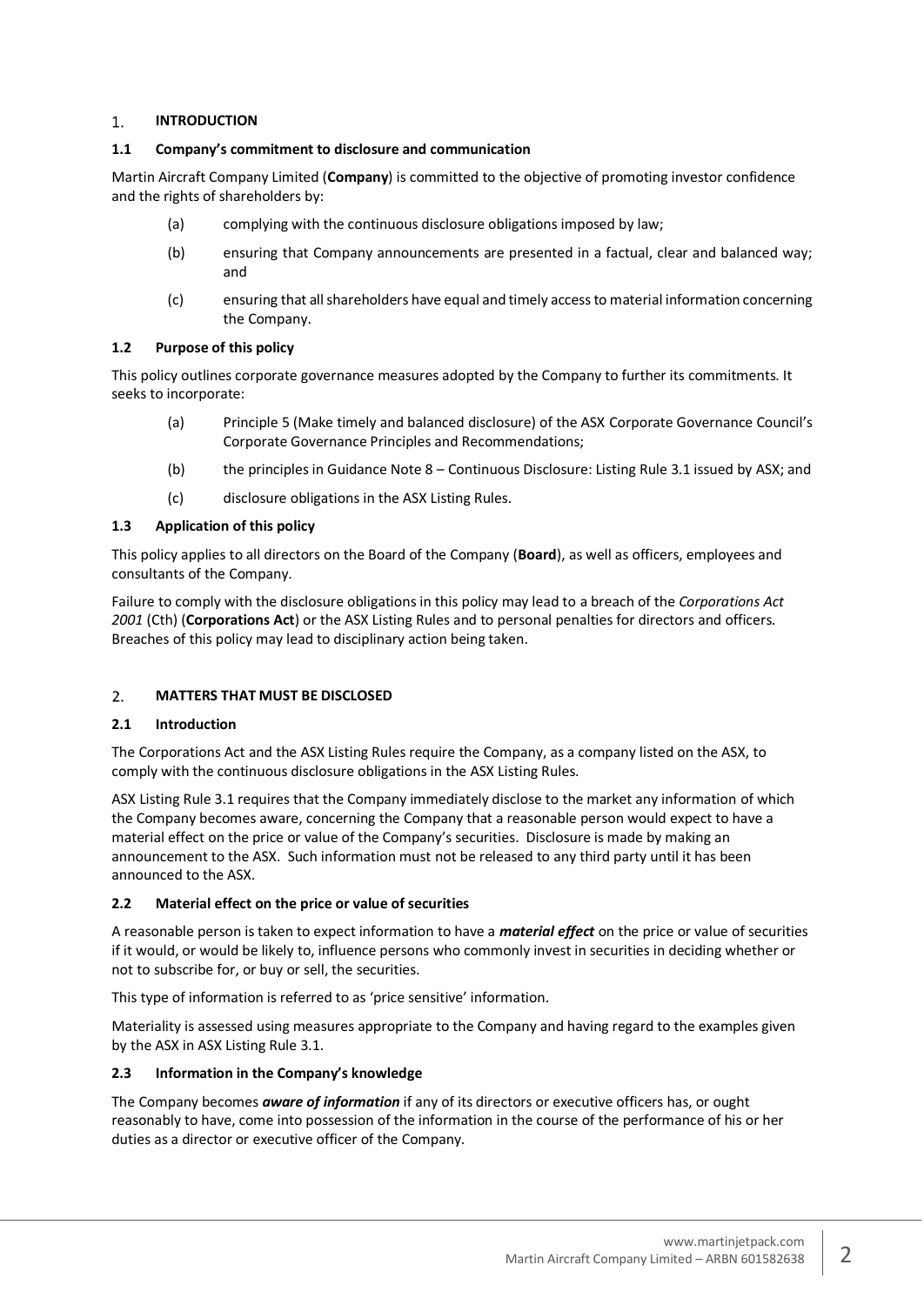## 1. INTRODUCTION

### 1.1 Company's commitment to disclosure and communication

Martin Aircraft Company Limited (**Company**) is committed to the objective of promoting investor confidence and the rights of shareholders by:

(a) complying with the continuous disclosure obligations imposed by law;

(b) ensuring that Company announcements are presented in a factual, clear and balanced way; and

(c) ensuring that all shareholders have equal and timely access to material information concerning the Company.

### 1.2 Purpose of this policy

This policy outlines corporate governance measures adopted by the Company to further its commitments. It seeks to incorporate:

(a) Principle 5 (Make timely and balanced disclosure) of the ASX Corporate Governance Council's Corporate Governance Principles and Recommendations;

(b) the principles in Guidance Note 8 – Continuous Disclosure: Listing Rule 3.1 issued by ASX; and

(c) disclosure obligations in the ASX Listing Rules.

### 1.3 Application of this policy

This policy applies to all directors on the Board of the Company (**Board**), as well as officers, employees and consultants of the Company.

Failure to comply with the disclosure obligations in this policy may lead to a breach of the *Corporations Act 2001* (Cth) (**Corporations Act**) or the ASX Listing Rules and to personal penalties for directors and officers. Breaches of this policy may lead to disciplinary action being taken.

## 2. MATTERS THAT MUST BE DISCLOSED

### 2.1 Introduction

The Corporations Act and the ASX Listing Rules require the Company, as a company listed on the ASX, to comply with the continuous disclosure obligations in the ASX Listing Rules.

ASX Listing Rule 3.1 requires that the Company immediately disclose to the market any information of which the Company becomes aware, concerning the Company that a reasonable person would expect to have a material effect on the price or value of the Company's securities. Disclosure is made by making an announcement to the ASX. Such information must not be released to any third party until it has been announced to the ASX.

### 2.2 Material effect on the price or value of securities

A reasonable person is taken to expect information to have a ***material effect*** on the price or value of securities if it would, or would be likely to, influence persons who commonly invest in securities in deciding whether or not to subscribe for, or buy or sell, the securities.

This type of information is referred to as 'price sensitive' information.

Materiality is assessed using measures appropriate to the Company and having regard to the examples given by the ASX in ASX Listing Rule 3.1.

### 2.3 Information in the Company's knowledge

The Company becomes ***aware of information*** if any of its directors or executive officers has, or ought reasonably to have, come into possession of the information in the course of the performance of his or her duties as a director or executive officer of the Company.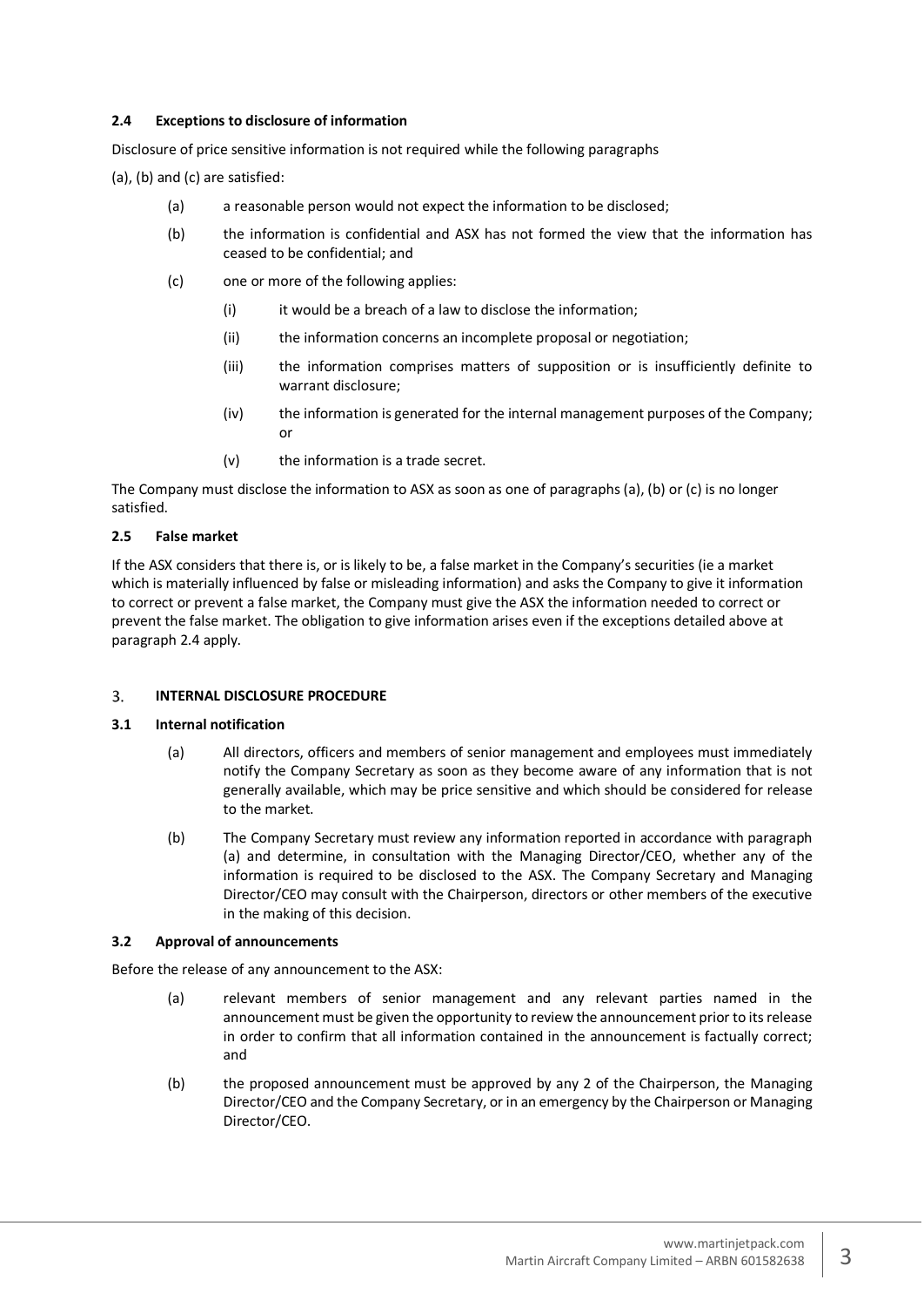### 2.4 Exceptions to disclosure of information

Disclosure of price sensitive information is not required while the following paragraphs

(a), (b) and (c) are satisfied:

(a) a reasonable person would not expect the information to be disclosed;

(b) the information is confidential and ASX has not formed the view that the information has ceased to be confidential; and

(c) one or more of the following applies:

  (i) it would be a breach of a law to disclose the information;

  (ii) the information concerns an incomplete proposal or negotiation;

  (iii) the information comprises matters of supposition or is insufficiently definite to warrant disclosure;

  (iv) the information is generated for the internal management purposes of the Company; or

  (v) the information is a trade secret.

The Company must disclose the information to ASX as soon as one of paragraphs (a), (b) or (c) is no longer satisfied.

### 2.5 False market

If the ASX considers that there is, or is likely to be, a false market in the Company's securities (ie a market which is materially influenced by false or misleading information) and asks the Company to give it information to correct or prevent a false market, the Company must give the ASX the information needed to correct or prevent the false market. The obligation to give information arises even if the exceptions detailed above at paragraph 2.4 apply.

## 3. INTERNAL DISCLOSURE PROCEDURE

### 3.1 Internal notification

(a) All directors, officers and members of senior management and employees must immediately notify the Company Secretary as soon as they become aware of any information that is not generally available, which may be price sensitive and which should be considered for release to the market.

(b) The Company Secretary must review any information reported in accordance with paragraph (a) and determine, in consultation with the Managing Director/CEO, whether any of the information is required to be disclosed to the ASX. The Company Secretary and Managing Director/CEO may consult with the Chairperson, directors or other members of the executive in the making of this decision.

### 3.2 Approval of announcements

Before the release of any announcement to the ASX:

(a) relevant members of senior management and any relevant parties named in the announcement must be given the opportunity to review the announcement prior to its release in order to confirm that all information contained in the announcement is factually correct; and

(b) the proposed announcement must be approved by any 2 of the Chairperson, the Managing Director/CEO and the Company Secretary, or in an emergency by the Chairperson or Managing Director/CEO.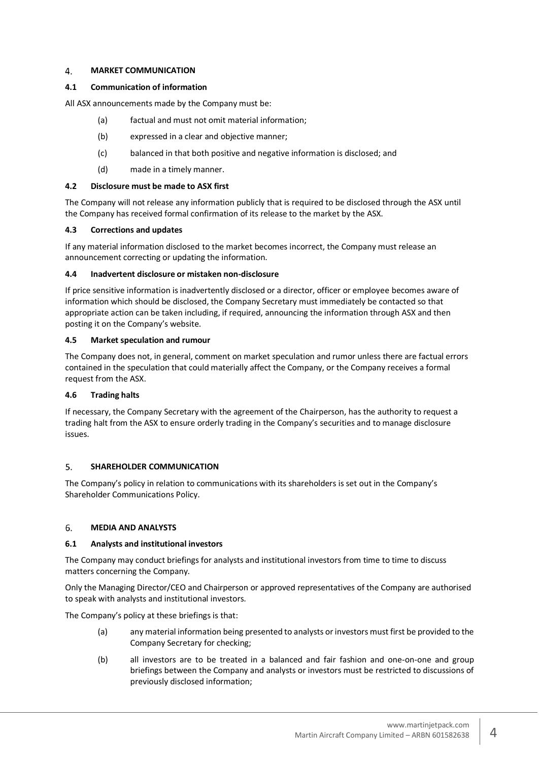## 4. MARKET COMMUNICATION

### 4.1 Communication of information

All ASX announcements made by the Company must be:

(a) factual and must not omit material information;

(b) expressed in a clear and objective manner;

(c) balanced in that both positive and negative information is disclosed; and

(d) made in a timely manner.

### 4.2 Disclosure must be made to ASX first

The Company will not release any information publicly that is required to be disclosed through the ASX until the Company has received formal confirmation of its release to the market by the ASX.

### 4.3 Corrections and updates

If any material information disclosed to the market becomes incorrect, the Company must release an announcement correcting or updating the information.

### 4.4 Inadvertent disclosure or mistaken non-disclosure

If price sensitive information is inadvertently disclosed or a director, officer or employee becomes aware of information which should be disclosed, the Company Secretary must immediately be contacted so that appropriate action can be taken including, if required, announcing the information through ASX and then posting it on the Company's website.

### 4.5 Market speculation and rumour

The Company does not, in general, comment on market speculation and rumor unless there are factual errors contained in the speculation that could materially affect the Company, or the Company receives a formal request from the ASX.

### 4.6 Trading halts

If necessary, the Company Secretary with the agreement of the Chairperson, has the authority to request a trading halt from the ASX to ensure orderly trading in the Company's securities and to manage disclosure issues.

## 5. SHAREHOLDER COMMUNICATION

The Company's policy in relation to communications with its shareholders is set out in the Company's Shareholder Communications Policy.

## 6. MEDIA AND ANALYSTS

### 6.1 Analysts and institutional investors

The Company may conduct briefings for analysts and institutional investors from time to time to discuss matters concerning the Company.

Only the Managing Director/CEO and Chairperson or approved representatives of the Company are authorised to speak with analysts and institutional investors.

The Company's policy at these briefings is that:

(a) any material information being presented to analysts or investors must first be provided to the Company Secretary for checking;

(b) all investors are to be treated in a balanced and fair fashion and one-on-one and group briefings between the Company and analysts or investors must be restricted to discussions of previously disclosed information;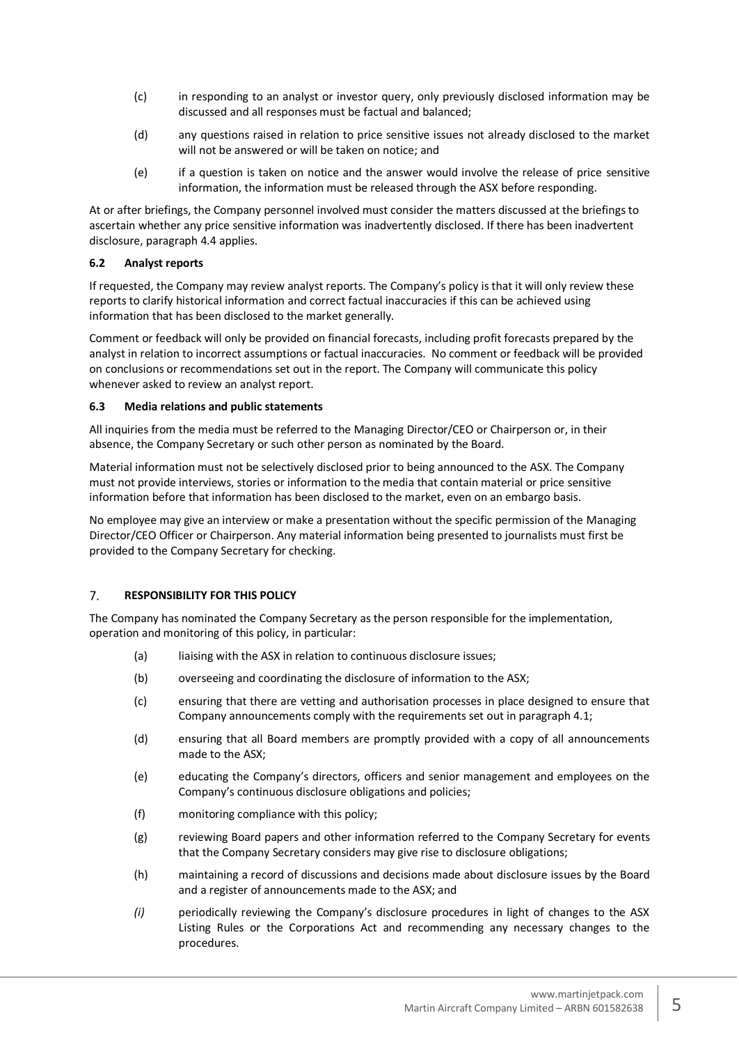(c) in responding to an analyst or investor query, only previously disclosed information may be discussed and all responses must be factual and balanced;

(d) any questions raised in relation to price sensitive issues not already disclosed to the market will not be answered or will be taken on notice; and

(e) if a question is taken on notice and the answer would involve the release of price sensitive information, the information must be released through the ASX before responding.

At or after briefings, the Company personnel involved must consider the matters discussed at the briefings to ascertain whether any price sensitive information was inadvertently disclosed. If there has been inadvertent disclosure, paragraph 4.4 applies.

### 6.2 Analyst reports

If requested, the Company may review analyst reports. The Company's policy is that it will only review these reports to clarify historical information and correct factual inaccuracies if this can be achieved using information that has been disclosed to the market generally.

Comment or feedback will only be provided on financial forecasts, including profit forecasts prepared by the analyst in relation to incorrect assumptions or factual inaccuracies. No comment or feedback will be provided on conclusions or recommendations set out in the report. The Company will communicate this policy whenever asked to review an analyst report.

### 6.3 Media relations and public statements

All inquiries from the media must be referred to the Managing Director/CEO or Chairperson or, in their absence, the Company Secretary or such other person as nominated by the Board.

Material information must not be selectively disclosed prior to being announced to the ASX. The Company must not provide interviews, stories or information to the media that contain material or price sensitive information before that information has been disclosed to the market, even on an embargo basis.

No employee may give an interview or make a presentation without the specific permission of the Managing Director/CEO Officer or Chairperson. Any material information being presented to journalists must first be provided to the Company Secretary for checking.

## 7. RESPONSIBILITY FOR THIS POLICY

The Company has nominated the Company Secretary as the person responsible for the implementation, operation and monitoring of this policy, in particular:

(a) liaising with the ASX in relation to continuous disclosure issues;

(b) overseeing and coordinating the disclosure of information to the ASX;

(c) ensuring that there are vetting and authorisation processes in place designed to ensure that Company announcements comply with the requirements set out in paragraph 4.1;

(d) ensuring that all Board members are promptly provided with a copy of all announcements made to the ASX;

(e) educating the Company's directors, officers and senior management and employees on the Company's continuous disclosure obligations and policies;

(f) monitoring compliance with this policy;

(g) reviewing Board papers and other information referred to the Company Secretary for events that the Company Secretary considers may give rise to disclosure obligations;

(h) maintaining a record of discussions and decisions made about disclosure issues by the Board and a register of announcements made to the ASX; and

*(i)* periodically reviewing the Company's disclosure procedures in light of changes to the ASX Listing Rules or the Corporations Act and recommending any necessary changes to the procedures.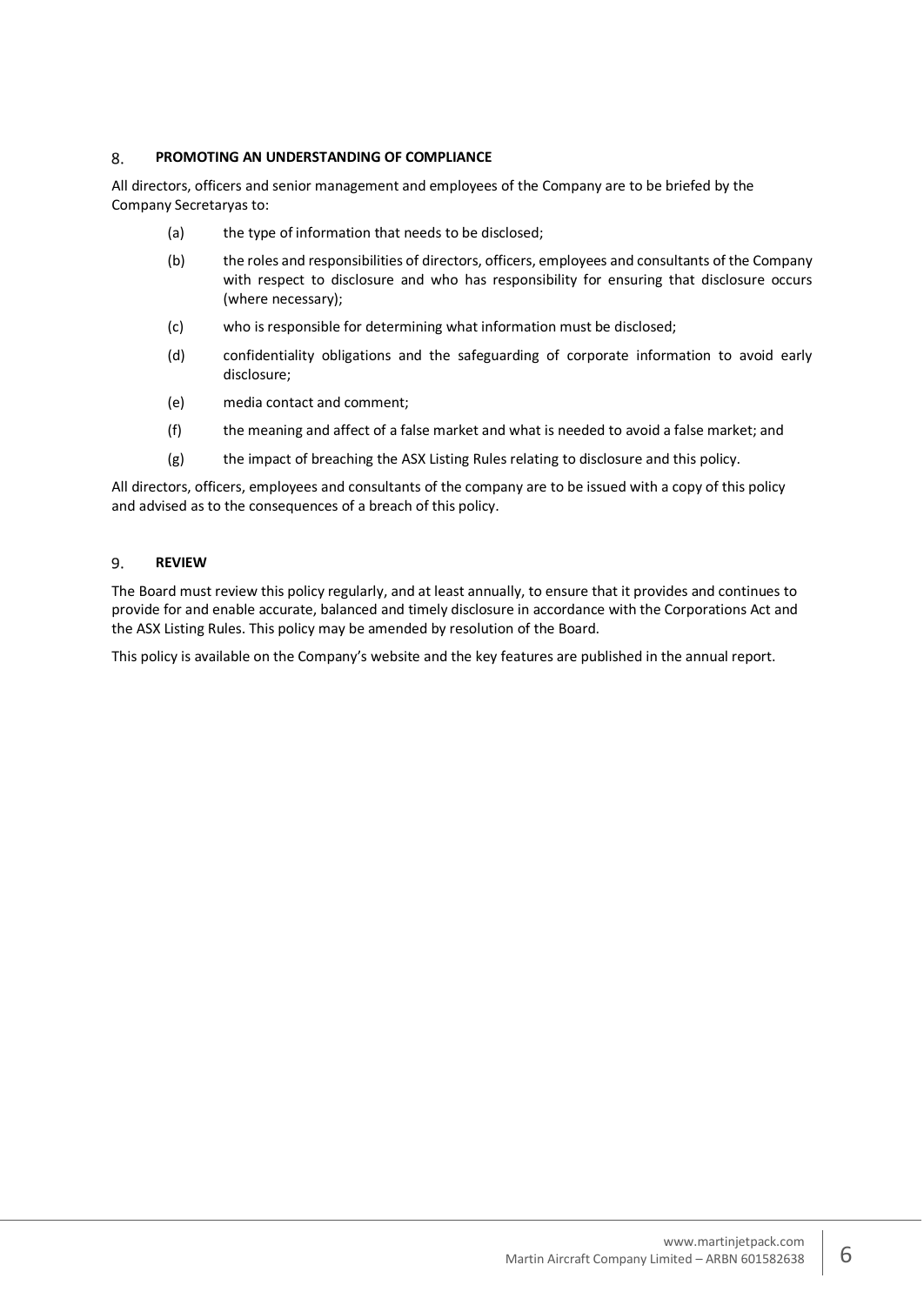## 8. PROMOTING AN UNDERSTANDING OF COMPLIANCE

All directors, officers and senior management and employees of the Company are to be briefed by the Company Secretaryas to:

(a) the type of information that needs to be disclosed;

(b) the roles and responsibilities of directors, officers, employees and consultants of the Company with respect to disclosure and who has responsibility for ensuring that disclosure occurs (where necessary);

(c) who is responsible for determining what information must be disclosed;

(d) confidentiality obligations and the safeguarding of corporate information to avoid early disclosure;

(e) media contact and comment;

(f) the meaning and affect of a false market and what is needed to avoid a false market; and

(g) the impact of breaching the ASX Listing Rules relating to disclosure and this policy.

All directors, officers, employees and consultants of the company are to be issued with a copy of this policy and advised as to the consequences of a breach of this policy.

## 9. REVIEW

The Board must review this policy regularly, and at least annually, to ensure that it provides and continues to provide for and enable accurate, balanced and timely disclosure in accordance with the Corporations Act and the ASX Listing Rules. This policy may be amended by resolution of the Board.

This policy is available on the Company's website and the key features are published in the annual report.